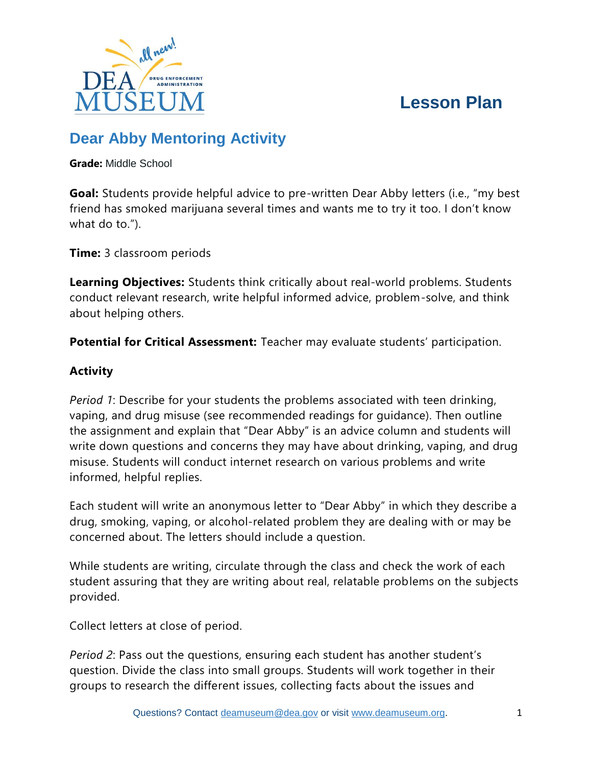# Lesson Plan

## Dear Abby Mentoring Activity

**Grade:** Middle School

**Goal:** Students provide helpful advice to pre-written Dear Abby letters (i.e., "my best friend has smoked marijuana several times and wants me to try it too. I don't know what do to.").

**Time:** 3 classroom periods

**Learning Objectives:** Students think critically about real-world problems. Students conduct relevant research, write helpful informed advice, problem-solve, and think about helping others.

**Potential for Critical Assessment:** Teacher may evaluate students' participation.

### Activity

*Period 1*: Describe for your students the problems associated with teen drinking, vaping, and drug misuse (see recommended readings for guidance). Then outline the assignment and explain that "Dear Abby" is an advice column and students will write down questions and concerns they may have about drinking, vaping, and drug misuse. Students will conduct internet research on various problems and write informed, helpful replies.

Each student will write an anonymous letter to "Dear Abby" in which they describe a drug, smoking, vaping, or alcohol-related problem they are dealing with or may be concerned about. The letters should include a question.

While students are writing, circulate through the class and check the work of each student assuring that they are writing about real, relatable problems on the subjects provided.

Collect letters at close of period.

*Period 2*: Pass out the questions, ensuring each student has another student's question. Divide the class into small groups. Students will work together in their groups to research the different issues, collecting facts about the issues and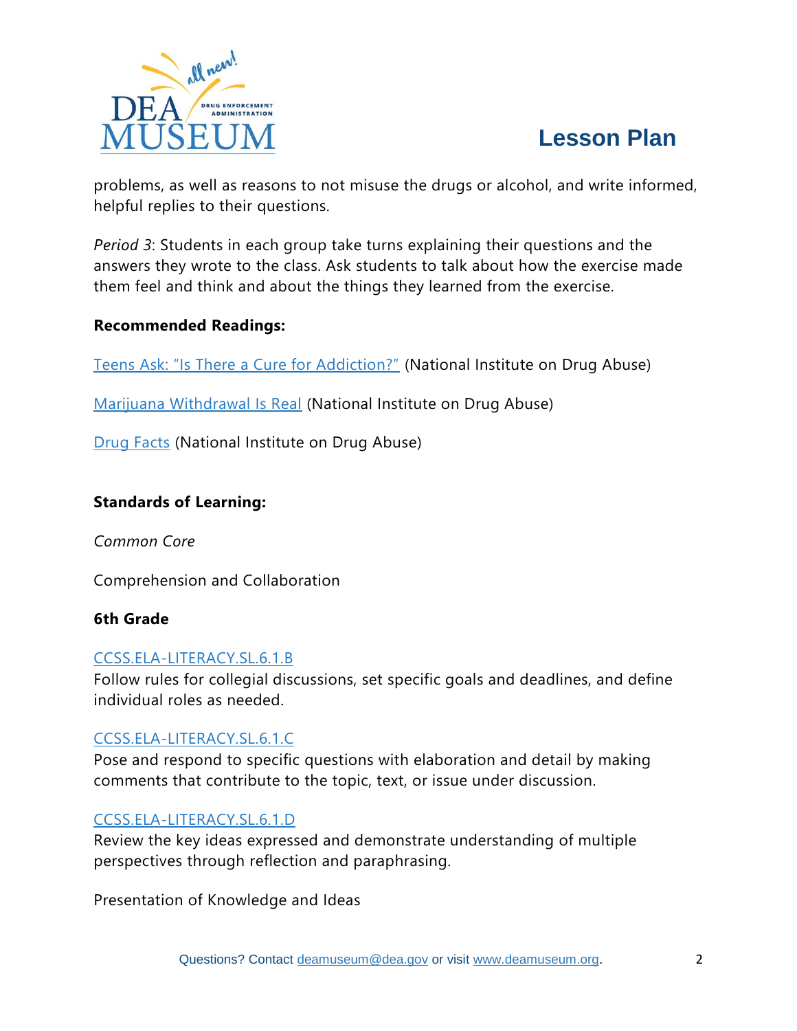problems, as well as reasons to not misuse the drugs or alcohol, and write informed, helpful replies to their questions.

*Period 3*: Students in each group take turns explaining their questions and the answers they wrote to the class. Ask students to talk about how the exercise made them feel and think and about the things they learned from the exercise.

**Recommended Readings:**

Teens Ask: "Is There a Cure for Addiction?" (National Institute on Drug Abuse)

Marijuana Withdrawal Is Real (National Institute on Drug Abuse)

Drug Facts (National Institute on Drug Abuse)

**Standards of Learning:**

*Common Core*

Comprehension and Collaboration

**6th Grade**

CCSS.ELA-LITERACY.SL.6.1.B
Follow rules for collegial discussions, set specific goals and deadlines, and define individual roles as needed.

CCSS.ELA-LITERACY.SL.6.1.C
Pose and respond to specific questions with elaboration and detail by making comments that contribute to the topic, text, or issue under discussion.

CCSS.ELA-LITERACY.SL.6.1.D
Review the key ideas expressed and demonstrate understanding of multiple perspectives through reflection and paraphrasing.

Presentation of Knowledge and Ideas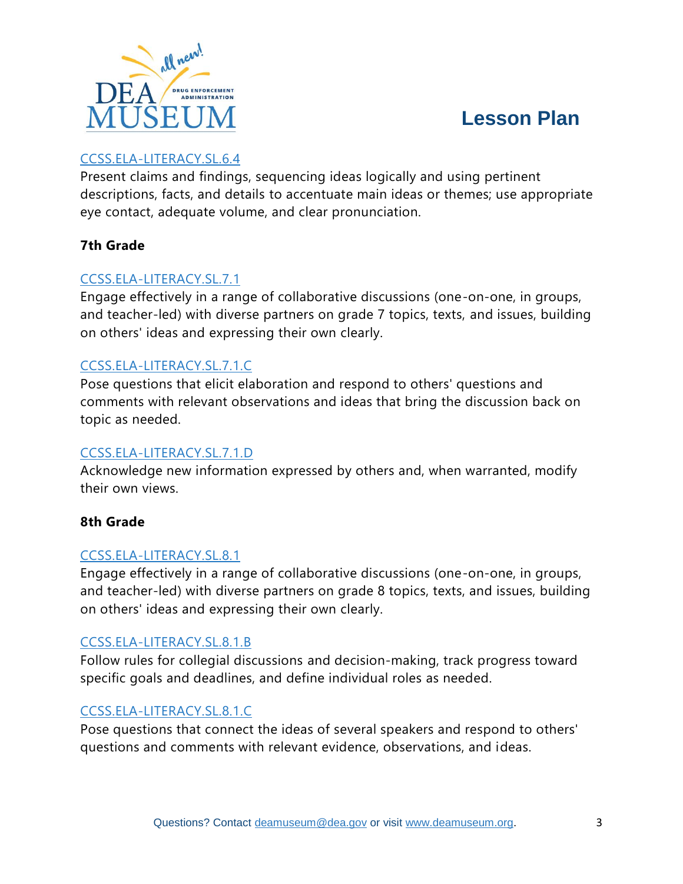CCSS.ELA-LITERACY.SL.6.4
Present claims and findings, sequencing ideas logically and using pertinent descriptions, facts, and details to accentuate main ideas or themes; use appropriate eye contact, adequate volume, and clear pronunciation.

**7th Grade**

CCSS.ELA-LITERACY.SL.7.1
Engage effectively in a range of collaborative discussions (one-on-one, in groups, and teacher-led) with diverse partners on grade 7 topics, texts, and issues, building on others' ideas and expressing their own clearly.

CCSS.ELA-LITERACY.SL.7.1.C
Pose questions that elicit elaboration and respond to others' questions and comments with relevant observations and ideas that bring the discussion back on topic as needed.

CCSS.ELA-LITERACY.SL.7.1.D
Acknowledge new information expressed by others and, when warranted, modify their own views.

**8th Grade**

CCSS.ELA-LITERACY.SL.8.1
Engage effectively in a range of collaborative discussions (one-on-one, in groups, and teacher-led) with diverse partners on grade 8 topics, texts, and issues, building on others' ideas and expressing their own clearly.

CCSS.ELA-LITERACY.SL.8.1.B
Follow rules for collegial discussions and decision-making, track progress toward specific goals and deadlines, and define individual roles as needed.

CCSS.ELA-LITERACY.SL.8.1.C
Pose questions that connect the ideas of several speakers and respond to others' questions and comments with relevant evidence, observations, and ideas.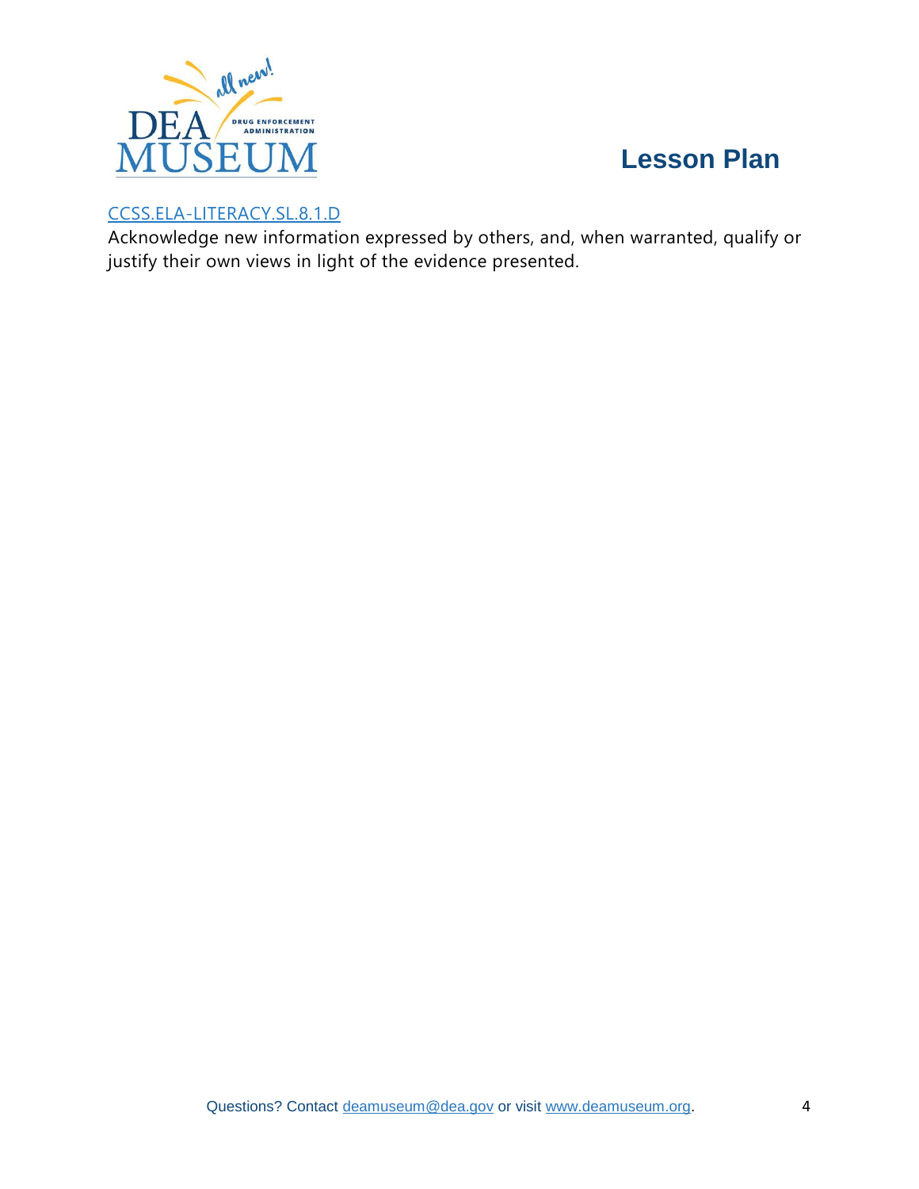[CCSS.ELA-LITERACY.SL.8.1.D](CCSS.ELA-LITERACY.SL.8.1.D)
Acknowledge new information expressed by others, and, when warranted, qualify or justify their own views in light of the evidence presented.